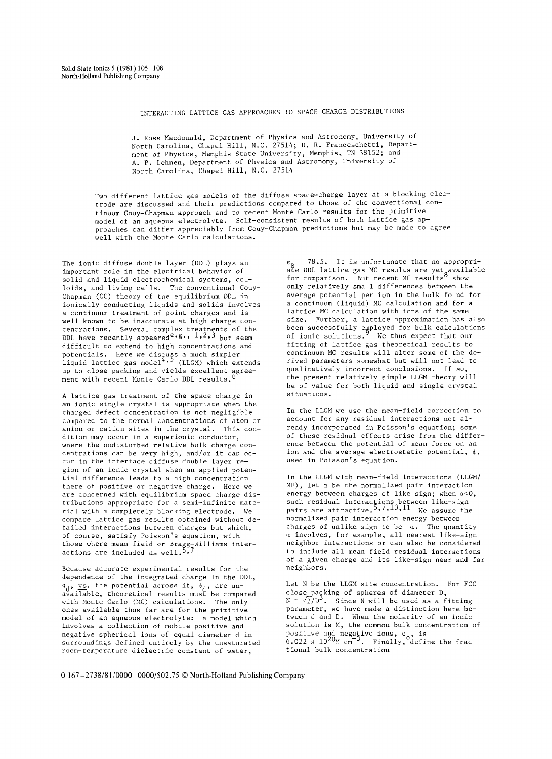Solid State Ionics 5 (1981) 105–108
North-Holland Publishing Company

# INTERACTING LATTICE GAS APPROACHES TO SPACE CHARGE DISTRIBUTIONS

J. Ross Macdonald, Department of Physics and Astronomy, University of North Carolina, Chapel Hill, N.C. 27514; D. R. Franceschetti, Department of Physics, Memphis State University, Memphis, TN 38152; and A. P. Lehnen, Department of Physics and Astronomy, University of North Carolina, Chapel Hill, N.C. 27514

Two different lattice gas models of the diffuse space-charge layer at a blocking electrode are discussed and their predictions compared to those of the conventional continuum Gouy-Chapman approach and to recent Monte Carlo results for the primitive model of an aqueous electrolyte. Self-consistent results of both lattice gas approaches can differ appreciably from Gouy-Chapman predictions but may be made to agree well with the Monte Carlo calculations.

The ionic diffuse double layer (DDL) plays an important role in the electrical behavior of solid and liquid electrochemical systems, colloids, and living cells. The conventional Gouy-Chapman (GC) theory of the equilibrium DDL in ionically conducting liquids and solids involves a continuum treatment of point charges and is well known to be inaccurate at high charge concentrations. Several complex treatments of the DDL have recently appeared[e.g., 1,2,3] but seem difficult to extend to high concentrations and potentials. Here we discuss a much simpler liquid lattice gas model[4,5] (LLGM) which extends up to close packing and yields excellent agreement with recent Monte Carlo DDL results.[6]

A lattice gas treatment of the space charge in an ionic single crystal is appropriate when the charged defect concentration is not negligible compared to the normal concentrations of atom or anion or cation sites in the crystal. This condition may occur in a superionic conductor, where the undisturbed relative bulk charge concentrations can be very high, and/or it can occur in the interface diffuse double layer region of an ionic crystal when an applied potential difference leads to a high concentration there of positive or negative charge. Here we are concerned with equilibrium space charge distributions appropriate for a semi-infinite material with a completely blocking electrode. We compare lattice gas results obtained without detailed interactions between charges but which, of course, satisfy Poisson's equation, with those where mean field or Bragg-Williams interactions are included as well.[5,7]

Because accurate experimental results for the dependence of the integrated charge in the DDL, $q_d$, vs. the potential across it, $\psi_d$, are unavailable, theoretical results must be compared with Monte Carlo (MC) calculations. The only ones available thus far are for the primitive model of an aqueous electrolyte: a model which involves a collection of mobile positive and negative spherical ions of equal diameter d in surroundings defined entirely by the unsaturated room-temperature dielectric constant of water, $\varepsilon_B = 78.5$. It is unfortunate that no appropriate DDL lattice gas MC results are yet available for comparison. But recent MC results[8] show only relatively small differences between the average potential per ion in the bulk found for a continuum (liquid) MC calculation and for a lattice MC calculation with ions of the same size. Further, a lattice approximation has also been successfully employed for bulk calculations of ionic solutions.[9] We thus expect that our fitting of lattice gas theoretical results to continuum MC results will alter some of the derived parameters somewhat but will not lead to qualitatively incorrect conclusions. If so, the present relatively simple LLGM theory will be of value for both liquid and single crystal situations.

In the LLGM we use the mean-field correction to account for any residual interactions not already incorporated in Poisson's equation; some of these residual effects arise from the difference between the potential of mean force on an ion and the average electrostatic potential, $\psi$, used in Poisson's equation.

In the LLGM with mean-field interactions (LLGM/MF), let $\alpha$ be the normalized pair interaction energy between charges of like sign; when $\alpha<0$, such residual interactions between like-sign pairs are attractive.[5,7,10,11] We assume the normalized pair interaction energy between charges of unlike sign to be $-\alpha$. The quantity $\alpha$ involves, for example, all nearest like-sign neighbor interactions or can also be considered to include all mean field residual interactions of a given charge and its like-sign near and far neighbors.

Let N be the LLGM site concentration. For FCC close packing of spheres of diameter D, $N = \sqrt{2}/D^3$. Since N will be used as a fitting parameter, we have made a distinction here between d and D. When the molarity of an ionic solution is M, the common bulk concentration of positive and negative ions, $c_o$, is $6.022 \times 10^{20} M\ \mathrm{cm}^{-3}$. Finally, define the fractional bulk concentration

0 167–2738/81/0000–0000/$02.75 © North-Holland Publishing Company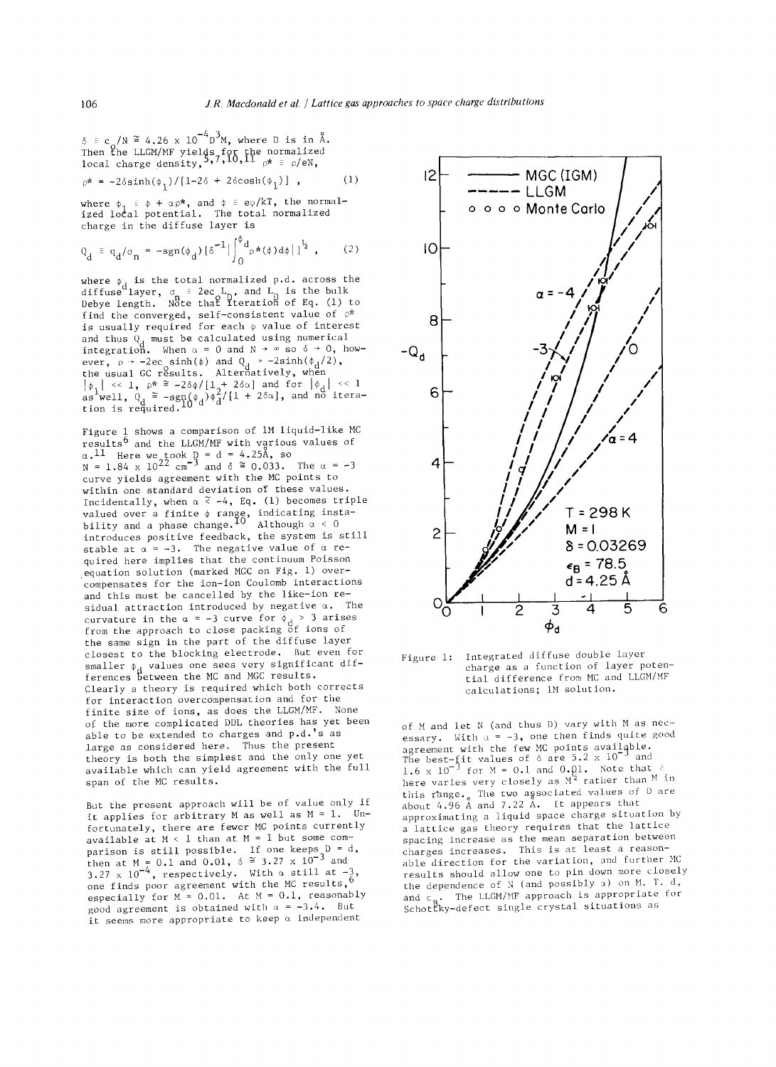$\delta \equiv c_o/N \cong 4.26 \times 10^{-4} D^3 M$, where D is in Å. Then the LLGM/MF yields for the normalized local charge density,[5,7,10,11] $\rho^* \equiv \rho/eN$,

$$\rho^* = -2\delta \sinh(\phi_1)/[1-2\delta + 2\delta \cosh(\phi_1)] \quad , \qquad (1)$$

where $\phi_1 \equiv \phi + \alpha\rho^*$, and $\phi \equiv e\psi/kT$, the normalized local potential. The total normalized charge in the diffuse layer is

$$Q_d \equiv q_d/\sigma_n = -\mathrm{sgn}(\phi_d)[\delta^{-1}|\int_0^{\phi_d} \rho^*(\phi)d\phi|]^{\frac{1}{2}} \quad , \qquad (2)$$

where $\phi_d$ is the total normalized p.d. across the diffuse layer, $\sigma_n \equiv 2ec_oL_D$, and $L_D$ is the bulk Debye length. Note that iteration of Eq. (1) to find the converged, self-consistent value of $\rho^*$ is usually required for each $\phi$ value of interest and thus $Q_d$ must be calculated using numerical integration. When $\alpha = 0$ and $N \to \infty$ so $\delta \to 0$, however, $\rho \to -2ec_o\sinh(\phi)$ and $Q_d \to -2\sinh(\phi_d/2)$, the usual GC results. Alternatively, when $|\phi_1| << 1$, $\rho^* \cong -2\delta\phi/[1 + 2\delta\alpha]$ and for $|\phi_d| << 1$ as well, $Q_d \cong -\mathrm{sgn}(\phi_d)\phi_d^2/[1 + 2\delta\alpha]$, and no iteration is required.[10]

Figure 1 shows a comparison of 1M liquid-like MC results[6] and the LLGM/MF with various values of $\alpha$.[11] Here we took D = d = 4.25Å, so $N = 1.84 \times 10^{22}$ cm$^{-3}$ and $\delta \cong 0.033$. The $\alpha = -3$ curve yields agreement with the MC points to within one standard deviation of these values. Incidentally, when $\alpha \lessapprox -4$, Eq. (1) becomes triple valued over a finite $\phi$ range, indicating instability and a phase change.[10] Although $\alpha < 0$ introduces positive feedback, the system is still stable at $\alpha = -3$. The negative value of $\alpha$ required here implies that the continuum Poisson equation solution (marked MGC on Fig. 1) overcompensates for the ion-ion Coulomb interactions and this must be cancelled by the like-ion residual attraction introduced by negative $\alpha$. The curvature in the $\alpha = -3$ curve for $\phi_d > 3$ arises from the approach to close packing of ions of the same sign in the part of the diffuse layer closest to the blocking electrode. But even for smaller $\phi_d$ values one sees very significant differences between the MC and MGC results. Clearly a theory is required which both corrects for interaction overcompensation and for the finite size of ions, as does the LLGM/MF. None of the more complicated DDL theories has yet been able to be extended to charges and p.d.'s as large as considered here. Thus the present theory is both the simplest and the only one yet available which can yield agreement with the full span of the MC results.

But the present approach will be of value only if it applies for arbitrary M as well as M = 1. Unfortunately, there are fewer MC points currently available at M < 1 than at M = 1 but some comparison is still possible. If one keeps D = d, then at M = 0.1 and 0.01, $\delta \cong 3.27 \times 10^{-3}$ and $3.27 \times 10^{-4}$, respectively. With $\alpha$ still at $-3$, one finds poor agreement with the MC results,[6] especially for M = 0.01. At M = 0.1, reasonably good agreement is obtained with $\alpha = -3.4$. But it seems more appropriate to keep $\alpha$ independent

Figure 1: Integrated diffuse double layer charge as a function of layer potential difference from MC and LLGM/MF calculations; 1M solution.

of M and let N (and thus D) vary with M as necessary. With $\alpha = -3$, one then finds quite good agreement with the few MC points available. The best-fit values of $\delta$ are $5.2 \times 10^{-3}$ and $1.6 \times 10^{-3}$ for M = 0.1 and 0.01. Note that $\delta$ here varies very closely as $M^{\frac{1}{2}}$ rather than M in this range. The two associated values of D are about 4.96 Å and 7.22 Å. It appears that approximating a liquid space charge situation by a lattice gas theory requires that the lattice spacing increase as the mean separation between charges increases. This is at least a reasonable direction for the variation, and further MC results should allow one to pin down more closely the dependence of N (and possibly $\alpha$) on M, T, d, and $\epsilon_B$. The LLGM/MF approach is appropriate for Schottky-defect single crystal situations as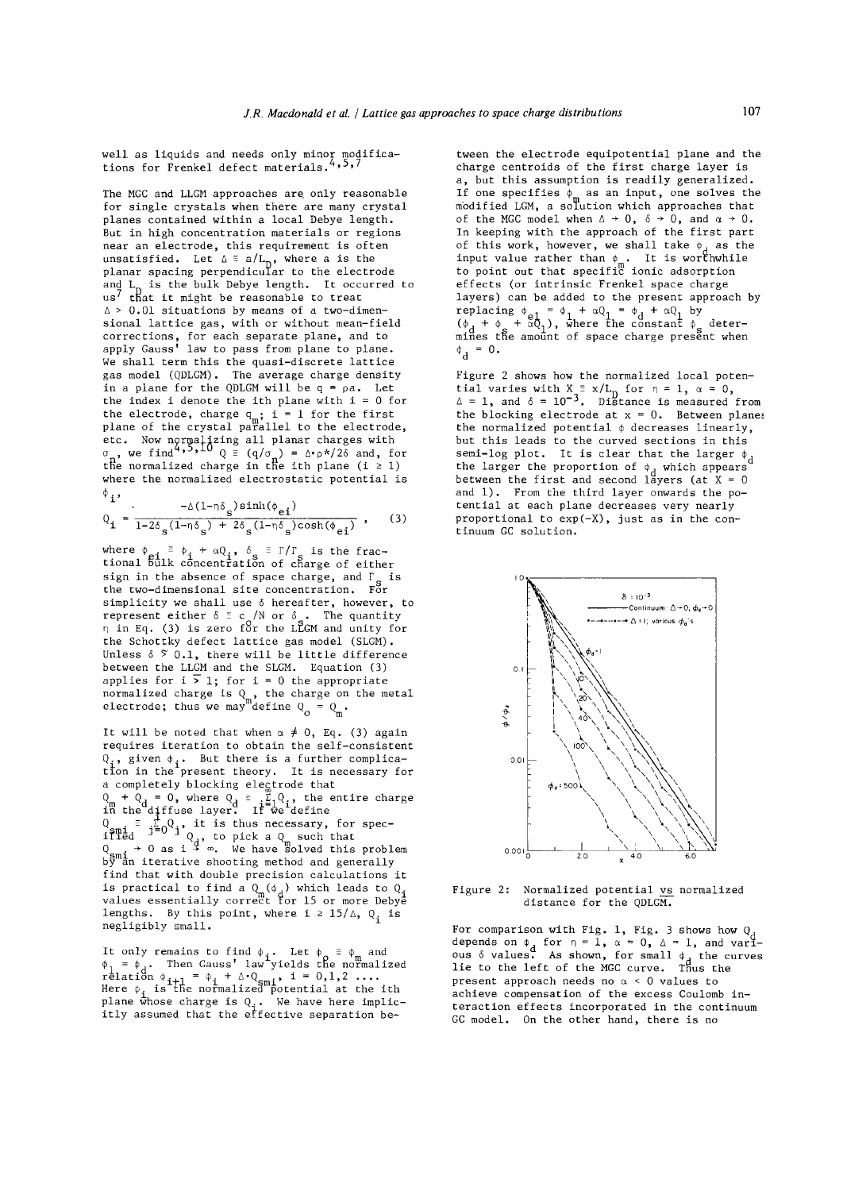well as liquids and needs only minor modifications for Frenkel defect materials.[4,5,7]

The MGC and LLGM approaches are only reasonable for single crystals when there are many crystal planes contained within a local Debye length. But in high concentration materials or regions near an electrode, this requirement is often unsatisfied. Let $\Delta \equiv a/L_D$, where a is the planar spacing perpendicular to the electrode and $L_D$ is the bulk Debye length. It occurred to us[7] that it might be reasonable to treat $\Delta > 0.01$ situations by means of a two-dimensional lattice gas, with or without mean-field corrections, for each separate plane, and to apply Gauss' law to pass from plane to plane. We shall term this the quasi-discrete lattice gas model (QDLGM). The average charge density in a plane for the QDLGM will be $q = \rho a$. Let the index i denote the ith plane with $i = 0$ for the electrode, charge $q_m$; $i = 1$ for the first plane of the crystal parallel to the electrode, etc. Now normalizing all planar charges with $\sigma_n$, we find[4,5,10] $Q \equiv (q/\sigma_n) = \Delta \cdot \rho^*/2\delta$ and, for the normalized charge in the ith plane ($i \geq 1$) where the normalized electrostatic potential is $\phi_i$,

$$Q_i = \frac{-\Delta(1-\eta\delta_s)\sinh(\phi_{ei})}{1-2\delta_s(1-\eta\delta_s) + 2\delta_s(1-\eta\delta_s)\cosh(\phi_{ei})}, \qquad (3)$$

where $\phi_{ei} \equiv \phi_i + \alpha Q_i$, $\delta_s \equiv \Gamma/\Gamma_s$ is the fractional bulk concentration of charge of either sign in the absence of space charge, and $\Gamma_s$ is the two-dimensional site concentration. For simplicity we shall use δ hereafter, however, to represent either $\delta \equiv c_o/N$ or $\delta_s$. The quantity η in Eq. (3) is zero for the LLGM and unity for the Schottky defect lattice gas model (SLGM). Unless $\delta \gtrsim 0.1$, there will be little difference between the LLGM and the SLGM. Equation (3) applies for $i \geq 1$; for $i = 0$ the appropriate normalized charge is $Q_m$, the charge on the metal electrode; thus we may define $Q_o = Q_m$.

It will be noted that when $\alpha \neq 0$, Eq. (3) again requires iteration to obtain the self-consistent $Q_i$, given $\phi_i$. But there is a further complication in the present theory. It is necessary for a completely blocking electrode that $Q_m + Q_d = 0$, where $Q_d \equiv \sum_{i=1}^{\infty} Q_i$, the entire charge in the diffuse layer. If we define $Q_{smi} \equiv \sum_{j=0}^{i} Q_j$, it is thus necessary, for specified $Q_d$, to pick a $Q_m$ such that $Q_{smi} \to 0$ as $i \to \infty$. We have solved this problem by an iterative shooting method and generally find that with double precision calculations it is practical to find a $Q_m(\phi_d)$ which leads to $Q_i$ values essentially correct for 15 or more Debye lengths. By this point, where $i \geq 15/\Delta$, $Q_i$ is negligibly small.

It only remains to find $\phi_i$. Let $\phi_o \equiv \phi_m$ and $\phi_1 = \phi_d$. Then Gauss' law yields the normalized relation $\phi_{i+1} = \phi_i + \Delta \cdot Q_{smi}$, $i = 0,1,2 \ldots$. Here $\phi_i$ is the normalized potential at the ith plane whose charge is $Q_i$. We have here implicitly assumed that the effective separation between the electrode equipotential plane and the charge centroids of the first charge layer is a, but this assumption is readily generalized. If one specifies $\phi_m$ as an input, one solves the modified LGM, a solution which approaches that of the MGC model when $\Delta \to 0$, $\delta \to 0$, and $\alpha \to 0$. In keeping with the approach of the first part of this work, however, we shall take $\phi_d$ as the input value rather than $\phi_m$. It is worthwhile to point out that specific ionic adsorption effects (or intrinsic Frenkel space charge layers) can be added to the present approach by replacing $\phi_{e1} = \phi_1 + \alpha Q_1 = \phi_d + \alpha Q_1$ by $(\phi_d + \phi_s + \alpha Q_1)$, where the constant $\phi_s$ determines the amount of space charge present when $\phi_d = 0$.

Figure 2 shows how the normalized local potential varies with $X \equiv x/L_D$ for $\eta = 1$, $\alpha = 0$, $\Delta = 1$, and $\delta = 10^{-3}$. Distance is measured from the blocking electrode at $x = 0$. Between planes the normalized potential φ decreases linearly, but this leads to the curved sections in this semi-log plot. It is clear that the larger $\phi_d$ the larger the proportion of $\phi_d$ which appears between the first and second layers (at $X = 0$ and 1). From the third layer onwards the potential at each plane decreases very nearly proportional to exp(-X), just as in the continuum GC solution.

Figure 2: Normalized potential vs normalized distance for the QDLGM.

For comparison with Fig. 1, Fig. 3 shows how $Q_d$ depends on $\phi_d$ for $\eta = 1$, $\alpha = 0$, $\Delta = 1$, and various δ values. As shown, for small $\phi_d$ the curves lie to the left of the MGC curve. Thus the present approach needs no $\alpha < 0$ values to achieve compensation of the excess Coulomb interaction effects incorporated in the continuum GC model. On the other hand, there is no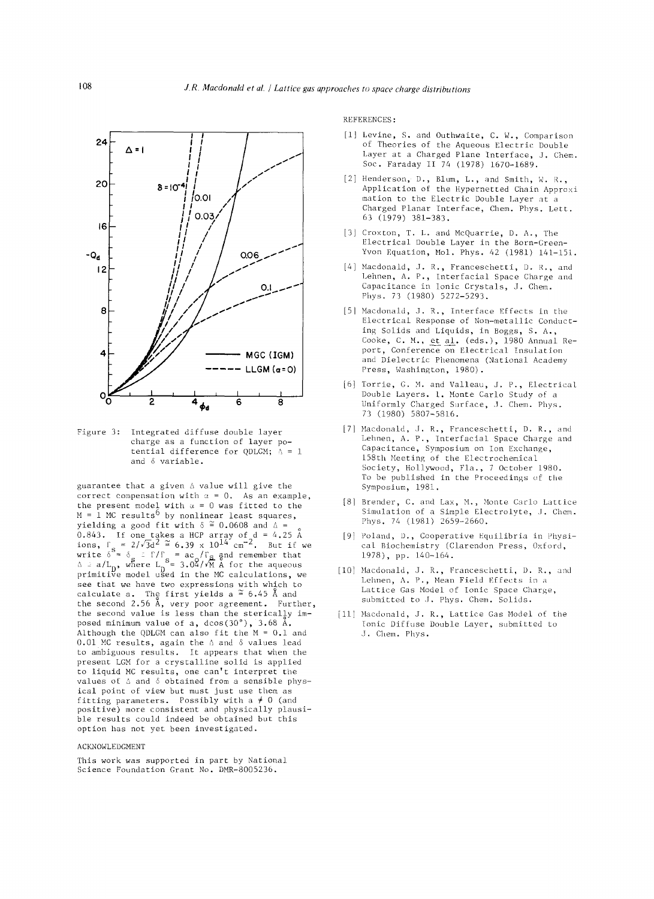24

$\Delta = 1$

20

$\delta = 10^{-4}$

0.01

0.03

16

$-Q_d$

0.06

12

0.1

8

4

——— MGC (IGM)

- - - - - LLGM ($\alpha = 0$)

0

0 2 4 6 8

$\phi_d$

Figure 3: Integrated diffuse double layer charge as a function of layer potential difference for QDLGM; $\Delta = 1$ and $\delta$ variable.

guarantee that a given $\Delta$ value will give the correct compensation with $\alpha = 0$. As an example, the present model with $\alpha = 0$ was fitted to the $M = 1$ MC results[6] by nonlinear least squares, yielding a good fit with $\delta \cong 0.0608$ and $\Delta = 0.843$. If one takes a HCP array of $d = 4.25$ Å ions, $\Gamma_s = 2/\sqrt{3}d^2 \cong 6.39 \times 10^{14}$ cm$^{-2}$. But if we write $\delta \approx \delta_s \equiv \Gamma/\Gamma_s = ac_o/\Gamma_s$ and remember that $\Delta \equiv a/L_D$, where $L_D = 3.04/\sqrt{M}$ Å for the aqueous primitive model used in the MC calculations, we see that we have two expressions with which to calculate a. The first yields $a \cong 6.45$ Å and the second 2.56 Å, very poor agreement. Further, the second value is less than the sterically imposed minimum value of a, $d\cos(30°)$, 3.68 Å. Although the QDLGM can also fit the $M = 0.1$ and 0.01 MC results, again the $\Delta$ and $\delta$ values lead to ambiguous results. It appears that when the present LGM for a crystalline solid is applied to liquid MC results, one can't interpret the values of $\Delta$ and $\delta$ obtained from a sensible physical point of view but must just use them as fitting parameters. Possibly with $\alpha \neq 0$ (and positive) more consistent and physically plausible results could indeed be obtained but this option has not yet been investigated.

## ACKNOWLEDGMENT

This work was supported in part by National Science Foundation Grant No. DMR-8005236.

## REFERENCES:

[1] Levine, S. and Outhwaite, C. W., Comparison of Theories of the Aqueous Electric Double Layer at a Charged Plane Interface, J. Chem. Soc. Faraday II 74 (1978) 1670-1689.

[2] Henderson, D., Blum, L., and Smith, W. R., Application of the Hypernetted Chain Approximation to the Electric Double Layer at a Charged Planar Interface, Chem. Phys. Lett. 63 (1979) 381-383.

[3] Croxton, T. L. and McQuarrie, D. A., The Electrical Double Layer in the Born-Green-Yvon Equation, Mol. Phys. 42 (1981) 141-151.

[4] Macdonald, J. R., Franceschetti, D. R., and Lehnen, A. P., Interfacial Space Charge and Capacitance in Ionic Crystals, J. Chem. Phys. 73 (1980) 5272-5293.

[5] Macdonald, J. R., Interface Effects in the Electrical Response of Non-metallic Conducting Solids and Liquids, in Boggs, S. A., Cooke, C. M., et al. (eds.), 1980 Annual Report, Conference on Electrical Insulation and Dielectric Phenomena (National Academy Press, Washington, 1980).

[6] Torrie, G. M. and Valleau, J. P., Electrical Double Layers. I. Monte Carlo Study of a Uniformly Charged Surface, J. Chem. Phys. 73 (1980) 5807-5816.

[7] Macdonald, J. R., Franceschetti, D. R., and Lehnen, A. P., Interfacial Space Charge and Capacitance, Symposium on Ion Exchange, 158th Meeting of the Electrochemical Society, Hollywood, Fla., 7 October 1980. To be published in the Proceedings of the Symposium, 1981.

[8] Brender, C. and Lax, M., Monte Carlo Lattice Simulation of a Simple Electrolyte, J. Chem. Phys. 74 (1981) 2659-2660.

[9] Poland, D., Cooperative Equilibria in Physical Biochemistry (Clarendon Press, Oxford, 1978), pp. 140-164.

[10] Macdonald, J. R., Franceschetti, D. R., and Lehnen, A. P., Mean Field Effects in a Lattice Gas Model of Ionic Space Charge, submitted to J. Phys. Chem. Solids.

[11] Macdonald, J. R., Lattice Gas Model of the Ionic Diffuse Double Layer, submitted to J. Chem. Phys.